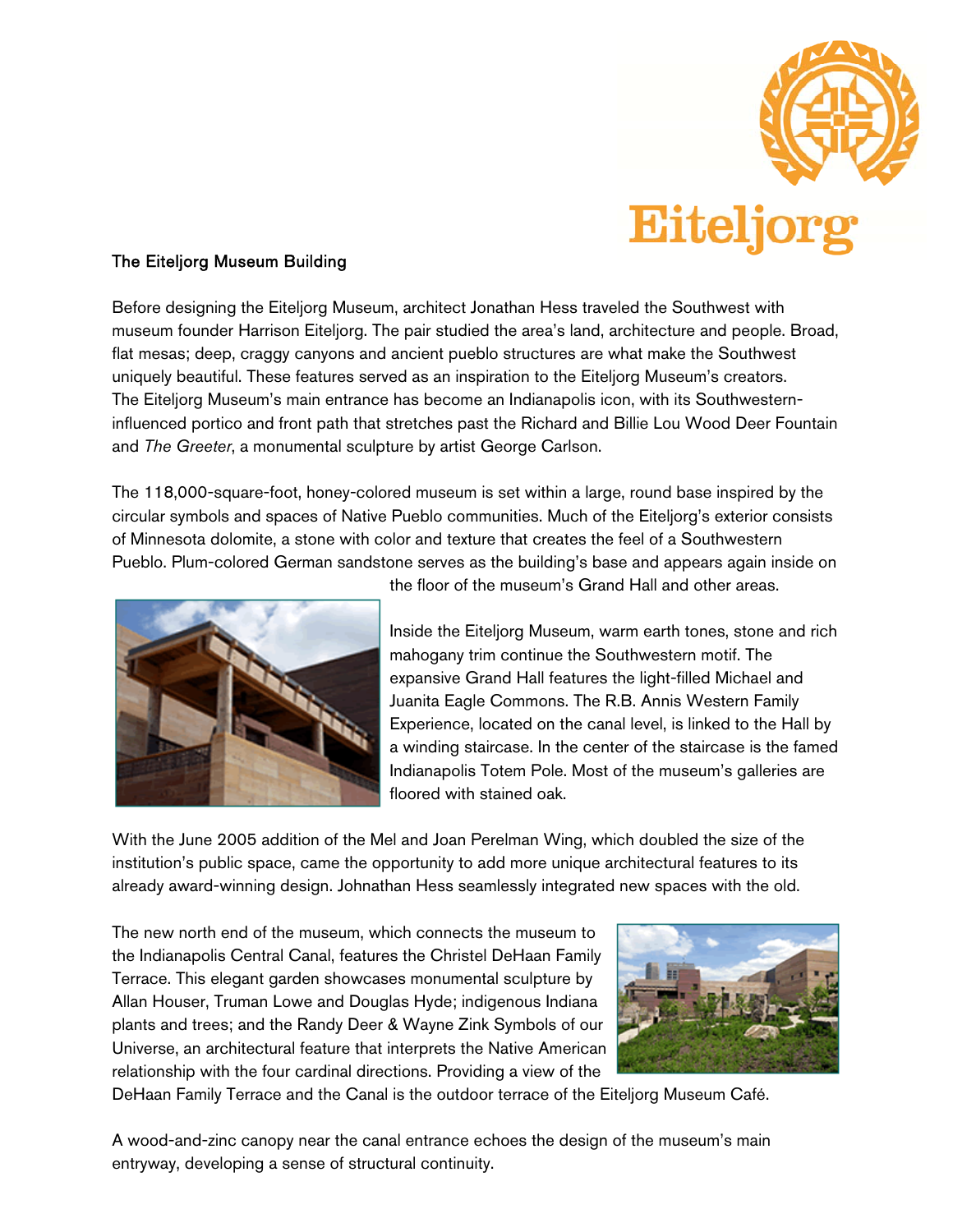Eiteljorg

## The Eiteljorg Museum Building

Before designing the Eiteljorg Museum, architect Jonathan Hess traveled the Southwest with museum founder Harrison Eiteljorg. The pair studied the area's land, architecture and people. Broad, flat mesas; deep, craggy canyons and ancient pueblo structures are what make the Southwest uniquely beautiful. These features served as an inspiration to the Eiteljorg Museum's creators. The Eiteljorg Museum's main entrance has become an Indianapolis icon, with its Southwestern-influenced portico and front path that stretches past the Richard and Billie Lou Wood Deer Fountain and *The Greeter*, a monumental sculpture by artist George Carlson.

The 118,000-square-foot, honey-colored museum is set within a large, round base inspired by the circular symbols and spaces of Native Pueblo communities. Much of the Eiteljorg's exterior consists of Minnesota dolomite, a stone with color and texture that creates the feel of a Southwestern Pueblo. Plum-colored German sandstone serves as the building's base and appears again inside on the floor of the museum's Grand Hall and other areas.

Inside the Eiteljorg Museum, warm earth tones, stone and rich mahogany trim continue the Southwestern motif. The expansive Grand Hall features the light-filled Michael and Juanita Eagle Commons. The R.B. Annis Western Family Experience, located on the canal level, is linked to the Hall by a winding staircase. In the center of the staircase is the famed Indianapolis Totem Pole. Most of the museum's galleries are floored with stained oak.

With the June 2005 addition of the Mel and Joan Perelman Wing, which doubled the size of the institution's public space, came the opportunity to add more unique architectural features to its already award-winning design. Johnathan Hess seamlessly integrated new spaces with the old.

The new north end of the museum, which connects the museum to the Indianapolis Central Canal, features the Christel DeHaan Family Terrace. This elegant garden showcases monumental sculpture by Allan Houser, Truman Lowe and Douglas Hyde; indigenous Indiana plants and trees; and the Randy Deer & Wayne Zink Symbols of our Universe, an architectural feature that interprets the Native American relationship with the four cardinal directions. Providing a view of the DeHaan Family Terrace and the Canal is the outdoor terrace of the Eiteljorg Museum Café.

A wood-and-zinc canopy near the canal entrance echoes the design of the museum's main entryway, developing a sense of structural continuity.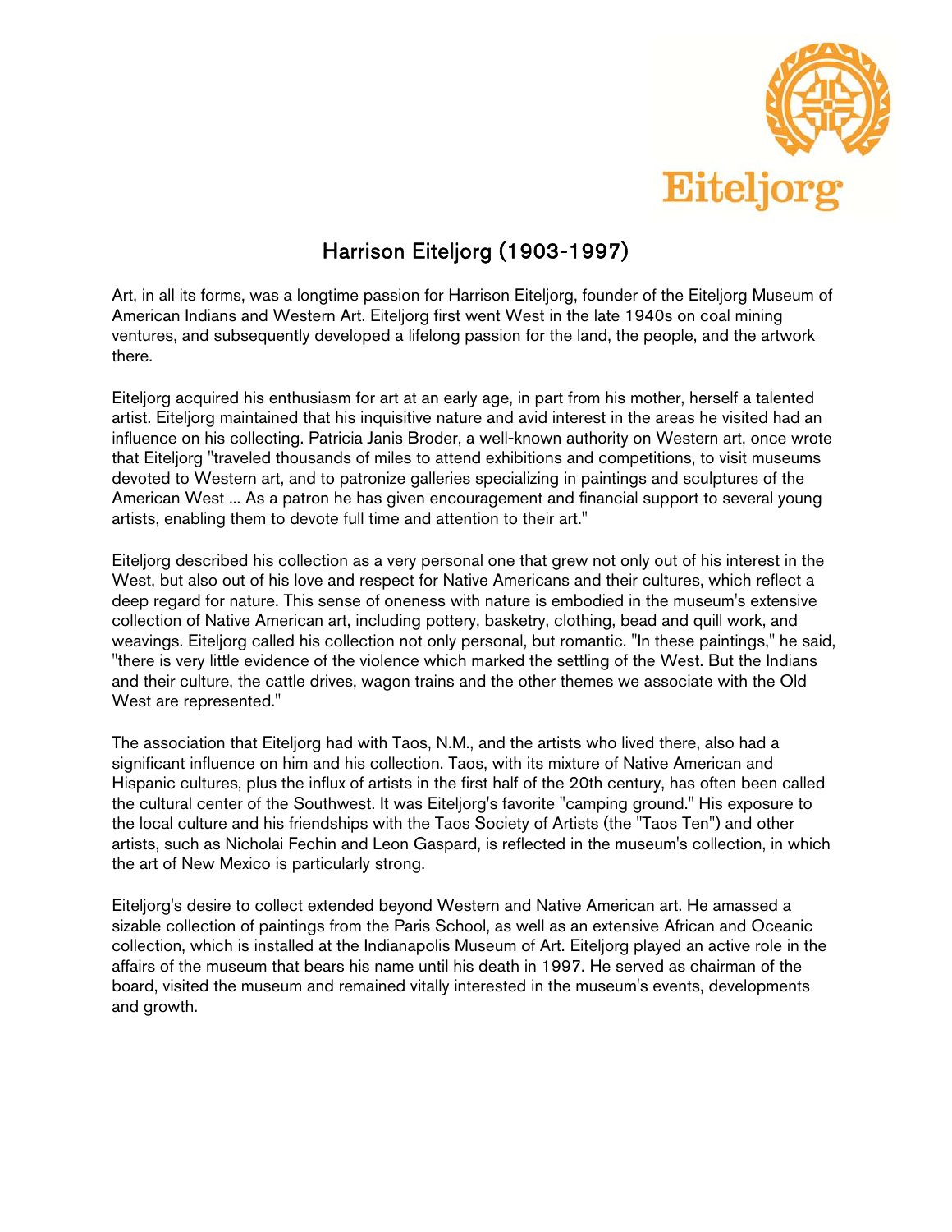# Harrison Eiteljorg (1903-1997)

Art, in all its forms, was a longtime passion for Harrison Eiteljorg, founder of the Eiteljorg Museum of American Indians and Western Art. Eiteljorg first went West in the late 1940s on coal mining ventures, and subsequently developed a lifelong passion for the land, the people, and the artwork there.

Eiteljorg acquired his enthusiasm for art at an early age, in part from his mother, herself a talented artist. Eiteljorg maintained that his inquisitive nature and avid interest in the areas he visited had an influence on his collecting. Patricia Janis Broder, a well-known authority on Western art, once wrote that Eiteljorg "traveled thousands of miles to attend exhibitions and competitions, to visit museums devoted to Western art, and to patronize galleries specializing in paintings and sculptures of the American West ... As a patron he has given encouragement and financial support to several young artists, enabling them to devote full time and attention to their art."

Eiteljorg described his collection as a very personal one that grew not only out of his interest in the West, but also out of his love and respect for Native Americans and their cultures, which reflect a deep regard for nature. This sense of oneness with nature is embodied in the museum's extensive collection of Native American art, including pottery, basketry, clothing, bead and quill work, and weavings. Eiteljorg called his collection not only personal, but romantic. "In these paintings," he said, "there is very little evidence of the violence which marked the settling of the West. But the Indians and their culture, the cattle drives, wagon trains and the other themes we associate with the Old West are represented."

The association that Eiteljorg had with Taos, N.M., and the artists who lived there, also had a significant influence on him and his collection. Taos, with its mixture of Native American and Hispanic cultures, plus the influx of artists in the first half of the 20th century, has often been called the cultural center of the Southwest. It was Eiteljorg's favorite "camping ground." His exposure to the local culture and his friendships with the Taos Society of Artists (the "Taos Ten") and other artists, such as Nicholai Fechin and Leon Gaspard, is reflected in the museum's collection, in which the art of New Mexico is particularly strong.

Eiteljorg's desire to collect extended beyond Western and Native American art. He amassed a sizable collection of paintings from the Paris School, as well as an extensive African and Oceanic collection, which is installed at the Indianapolis Museum of Art. Eiteljorg played an active role in the affairs of the museum that bears his name until his death in 1997. He served as chairman of the board, visited the museum and remained vitally interested in the museum's events, developments and growth.